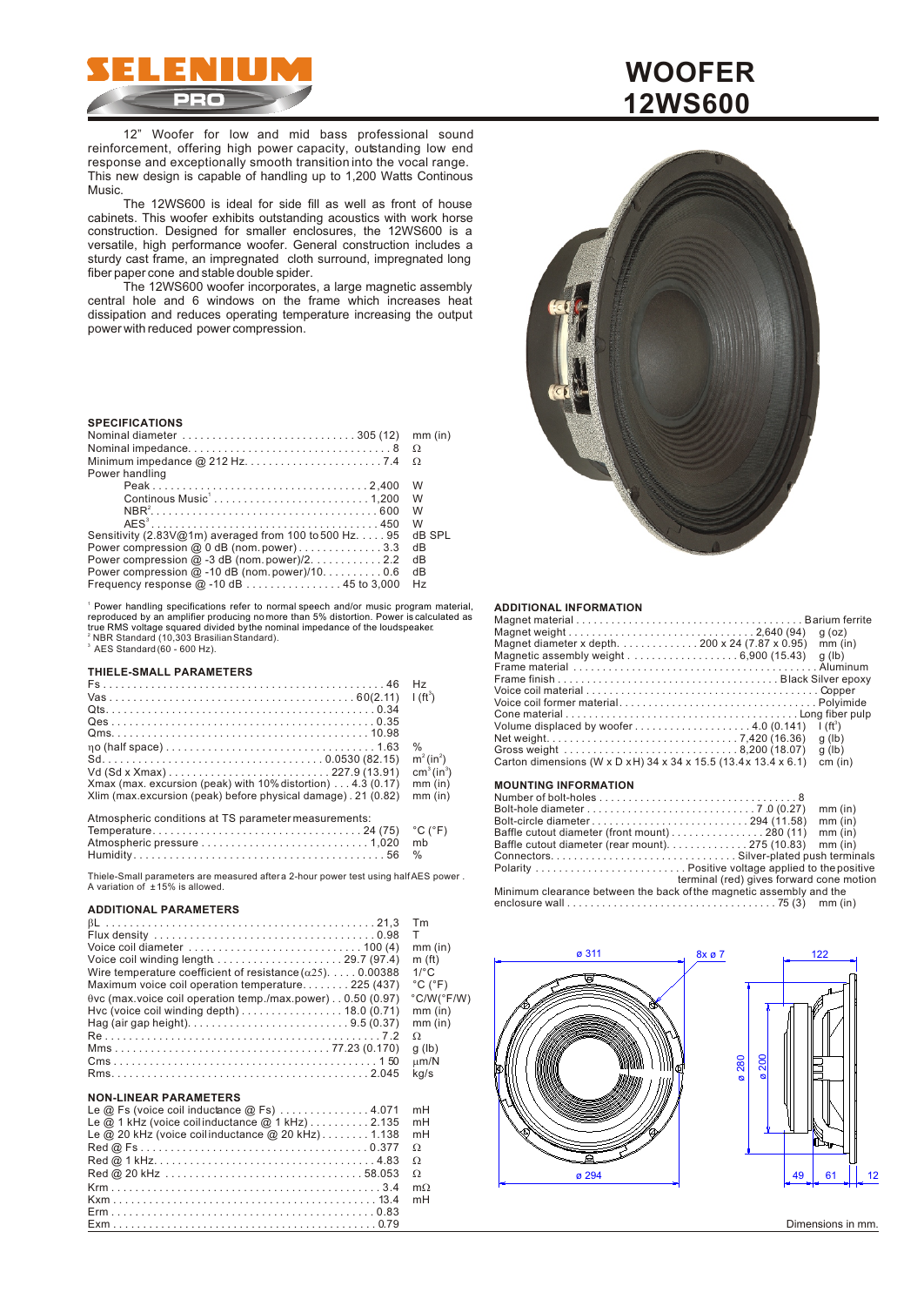# SELENIUM PRO

# WOOFER 12WS600

12" Woofer for low and mid bass professional sound reinforcement, offering high power capacity, outstanding low end response and exceptionally smooth transition into the vocal range. This new design is capable of handling up to 1,200 Watts Continous Music.

The 12WS600 is ideal for side fill as well as front of house cabinets. This woofer exhibits outstanding acoustics with work horse construction. Designed for smaller enclosures, the 12WS600 is a versatile, high performance woofer. General construction includes a sturdy cast frame, an impregnated cloth surround, impregnated long fiber paper cone and stable double spider.

The 12WS600 woofer incorporates a large magnetic assembly central hole and 6 windows on the frame which increases heat dissipation and reduces operating temperature increasing the output power with reduced power compression.

## SPECIFICATIONS

| Parameter | Value | Unit |
|---|---|---|
| Nominal diameter | 305 (12) | mm (in) |
| Nominal impedance | 8 | Ω |
| Minimum impedance @ 212 Hz | 7.4 | Ω |
| Power handling | | |
| Peak | 2,400 | W |
| Continous Music[1] | 1,200 | W |
| NBR[2] | 600 | W |
| AES[3] | 450 | W |
| Sensitivity (2.83V@1m) averaged from 100 to 500 Hz | 95 | dB SPL |
| Power compression @ 0 dB (nom. power) | 3.3 | dB |
| Power compression @ -3 dB (nom. power)/2 | 2.2 | dB |
| Power compression @ -10 dB (nom. power)/10 | 0.6 | dB |
| Frequency response @ -10 dB | 45 to 3,000 | Hz |

[1] Power handling specifications refer to normal speech and/or music program material, reproduced by an amplifier producing no more than 5% distortion. Power is calculated as true RMS voltage squared divided by the nominal impedance of the loudspeaker.
[2] NBR Standard (10,303 Brasilian Standard).
[3] AES Standard (60 - 600 Hz).

## THIELE-SMALL PARAMETERS

| Parameter | Value | Unit |
|---|---|---|
| Fs | 46 | Hz |
| Vas | 60(2.11) | l (ft³) |
| Qts | 0.34 | |
| Qes | 0.35 | |
| Qms | 10.98 | |
| ηo (half space) | 1.63 | % |
| Sd | 0.0530 (82.15) | m² (in²) |
| Vd (Sd x Xmax) | 227.9 (13.91) | cm³ (in³) |
| Xmax (max. excursion (peak) with 10% distortion) | 4.3 (0.17) | mm (in) |
| Xlim (max.excursion (peak) before physical damage) | 21 (0.82) | mm (in) |

Atmospheric conditions at TS parameter measurements:

| Parameter | Value | Unit |
|---|---|---|
| Temperature | 24 (75) | °C (°F) |
| Atmospheric pressure | 1,020 | mb |
| Humidity | 56 | % |

Thiele-Small parameters are measured after a 2-hour power test using half AES power. A variation of ±15% is allowed.

## ADDITIONAL PARAMETERS

| Parameter | Value | Unit |
|---|---|---|
| βL | 21,3 | Tm |
| Flux density | 0.98 | T |
| Voice coil diameter | 100 (4) | mm (in) |
| Voice coil winding length | 29.7 (97.4) | m (ft) |
| Wire temperature coefficient of resistance (α25) | 0.00388 | 1/°C |
| Maximum voice coil operation temperature | 225 (437) | °C (°F) |
| θvc (max.voice coil operation temp./max.power) | 0.50 (0.97) | °C/W(°F/W) |
| Hvc (voice coil winding depth) | 18.0 (0.71) | mm (in) |
| Hag (air gap height) | 9.5 (0.37) | mm (in) |
| Re | 7.2 | Ω |
| Mms | 77.23 (0.170) | g (lb) |
| Cms | 1 50 | µm/N |
| Rms | 2.045 | kg/s |

## NON-LINEAR PARAMETERS

| Parameter | Value | Unit |
|---|---|---|
| Le @ Fs (voice coil inductance @ Fs) | 4.071 | mH |
| Le @ 1 kHz (voice coil inductance @ 1 kHz) | 2.135 | mH |
| Le @ 20 kHz (voice coil inductance @ 20 kHz) | 1.138 | mH |
| Red @ Fs | 0.377 | Ω |
| Red @ 1 kHz | 4.83 | Ω |
| Red @ 20 kHz | 58.053 | Ω |
| Krm | 3.4 | mΩ |
| Kxm | 13.4 | mH |
| Erm | 0.83 | |
| Exm | 0.79 | |

## ADDITIONAL INFORMATION

| Parameter | Value | Unit |
|---|---|---|
| Magnet material | Barium ferrite | |
| Magnet weight | 2,640 (94) | g (oz) |
| Magnet diameter x depth | 200 x 24 (7.87 x 0.95) | mm (in) |
| Magnetic assembly weight | 6,900 (15.43) | g (lb) |
| Frame material | Aluminum | |
| Frame finish | Black Silver epoxy | |
| Voice coil material | Copper | |
| Voice coil former material | Polyimide | |
| Cone material | Long fiber pulp | |
| Volume displaced by woofer | 4.0 (0.141) | l (ft³) |
| Net weight | 7,420 (16.36) | g (lb) |
| Gross weight | 8,200 (18.07) | g (lb) |
| Carton dimensions (W x D x H) | 34 x 34 x 15.5 (13.4 x 13.4 x 6.1) | cm (in) |

## MOUNTING INFORMATION

| Parameter | Value | Unit |
|---|---|---|
| Number of bolt-holes | 8 | |
| Bolt-hole diameter | 7 .0 (0.27) | mm (in) |
| Bolt-circle diameter | 294 (11.58) | mm (in) |
| Baffle cutout diameter (front mount) | 280 (11) | mm (in) |
| Baffle cutout diameter (rear mount) | 275 (10.83) | mm (in) |
| Connectors | Silver-plated push terminals | |
| Polarity | Positive voltage applied to the positive terminal (red) gives forward cone motion | |
| Minimum clearance between the back of the magnetic assembly and the enclosure wall | 75 (3) | mm (in) |

ø 311 | 8x ø 7 | 122 | ø 280 | ø 200 | ø 294 | 49 | 61 | 12

Dimensions in mm.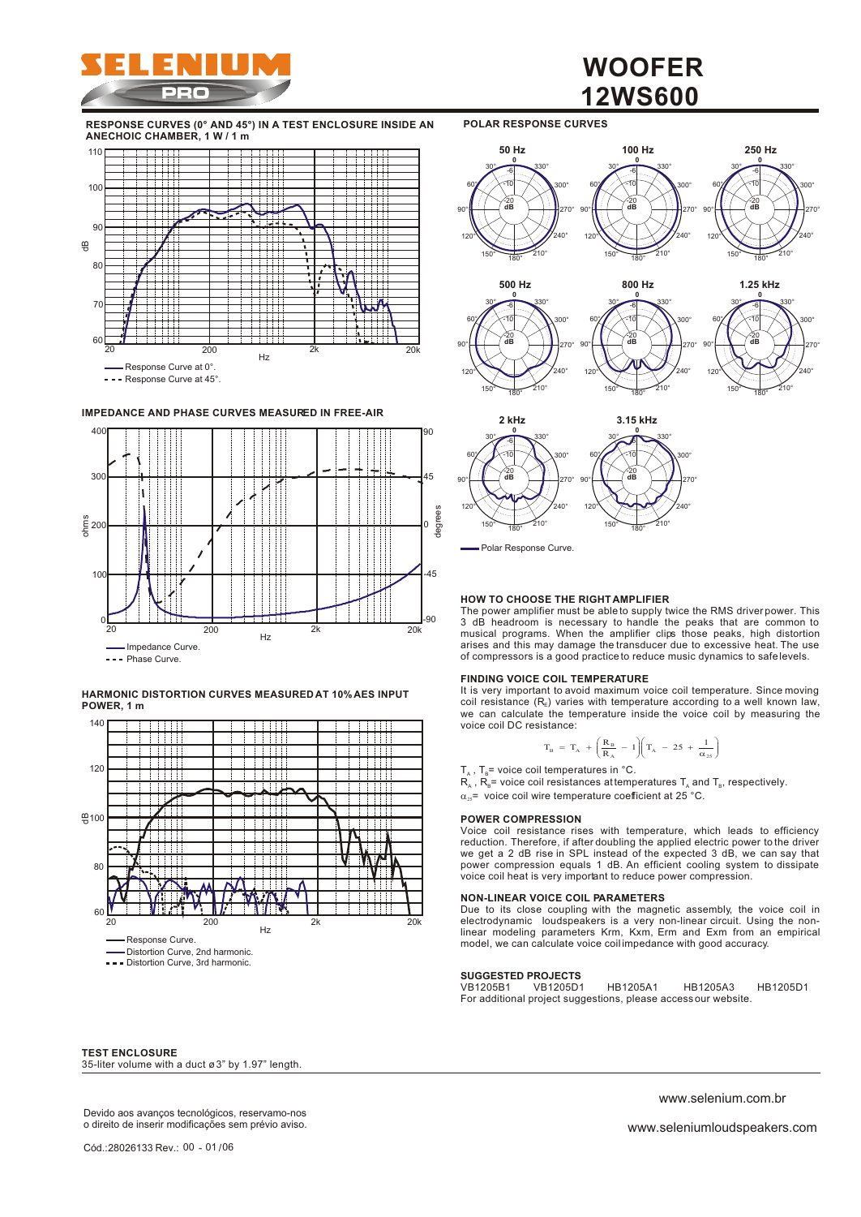# WOOFER 12WS600

### RESPONSE CURVES (0° AND 45°) IN A TEST ENCLOSURE INSIDE AN ANECHOIC CHAMBER, 1 W / 1 m

110
100
90
80
70
60
dB
20
200
2k
20k
Hz

Response Curve at 0°.
Response Curve at 45°.

### IMPEDANCE AND PHASE CURVES MEASURED IN FREE-AIR

400
300
200
100
0
ohms
90
45
0
-45
-90
degrees
20
200
2k
20k
Hz

Impedance Curve.
Phase Curve.

### HARMONIC DISTORTION CURVES MEASURED AT 10% AES INPUT POWER, 1 m

140
120
100
80
60
dB
20
200
2k
20k
Hz

Response Curve.
Distortion Curve, 2nd harmonic.
Distortion Curve, 3rd harmonic.

### POLAR RESPONSE CURVES

50 Hz
100 Hz
250 Hz
500 Hz
800 Hz
1.25 kHz
2 kHz
3.15 kHz

Polar Response Curve.

### HOW TO CHOOSE THE RIGHT AMPLIFIER

The power amplifier must be able to supply twice the RMS driver power. This 3 dB headroom is necessary to handle the peaks that are common to musical programs. When the amplifier clips those peaks, high distortion arises and this may damage the transducer due to excessive heat. The use of compressors is a good practice to reduce music dynamics to safe levels.

### FINDING VOICE COIL TEMPERATURE

It is very important to avoid maximum voice coil temperature. Since moving coil resistance ($R_E$) varies with temperature according to a well known law, we can calculate the temperature inside the voice coil by measuring the voice coil DC resistance:

$$T_B = T_A + \left(\frac{R_B}{R_A} - 1\right)\left(T_A - 25 + \frac{1}{\alpha_{25}}\right)$$

$T_A$, $T_B$ = voice coil temperatures in °C.
$R_A$, $R_B$ = voice coil resistances at temperatures $T_A$ and $T_B$, respectively.
$\alpha_{25}$ = voice coil wire temperature coefficient at 25 °C.

### POWER COMPRESSION

Voice coil resistance rises with temperature, which leads to efficiency reduction. Therefore, if after doubling the applied electric power to the driver we get a 2 dB rise in SPL instead of the expected 3 dB, we can say that power compression equals 1 dB. An efficient cooling system to dissipate voice coil heat is very important to reduce power compression.

### NON-LINEAR VOICE COIL PARAMETERS

Due to its close coupling with the magnetic assembly, the voice coil in electrodynamic loudspeakers is a very non-linear circuit. Using the non-linear modeling parameters Krm, Kxm, Erm and Exm from an empirical model, we can calculate voice coil impedance with good accuracy.

### SUGGESTED PROJECTS

VB1205B1 VB1205D1 HB1205A1 HB1205A3 HB1205D1
For additional project suggestions, please access our website.

### TEST ENCLOSURE

35-liter volume with a duct ø 3" by 1.97" length.

Devido aos avanços tecnológicos, reservamo-nos o direito de inserir modificações sem prévio aviso.

www.selenium.com.br
www.seleniumloudspeakers.com

Cód.:28026133 Rev.: 00 - 01/06